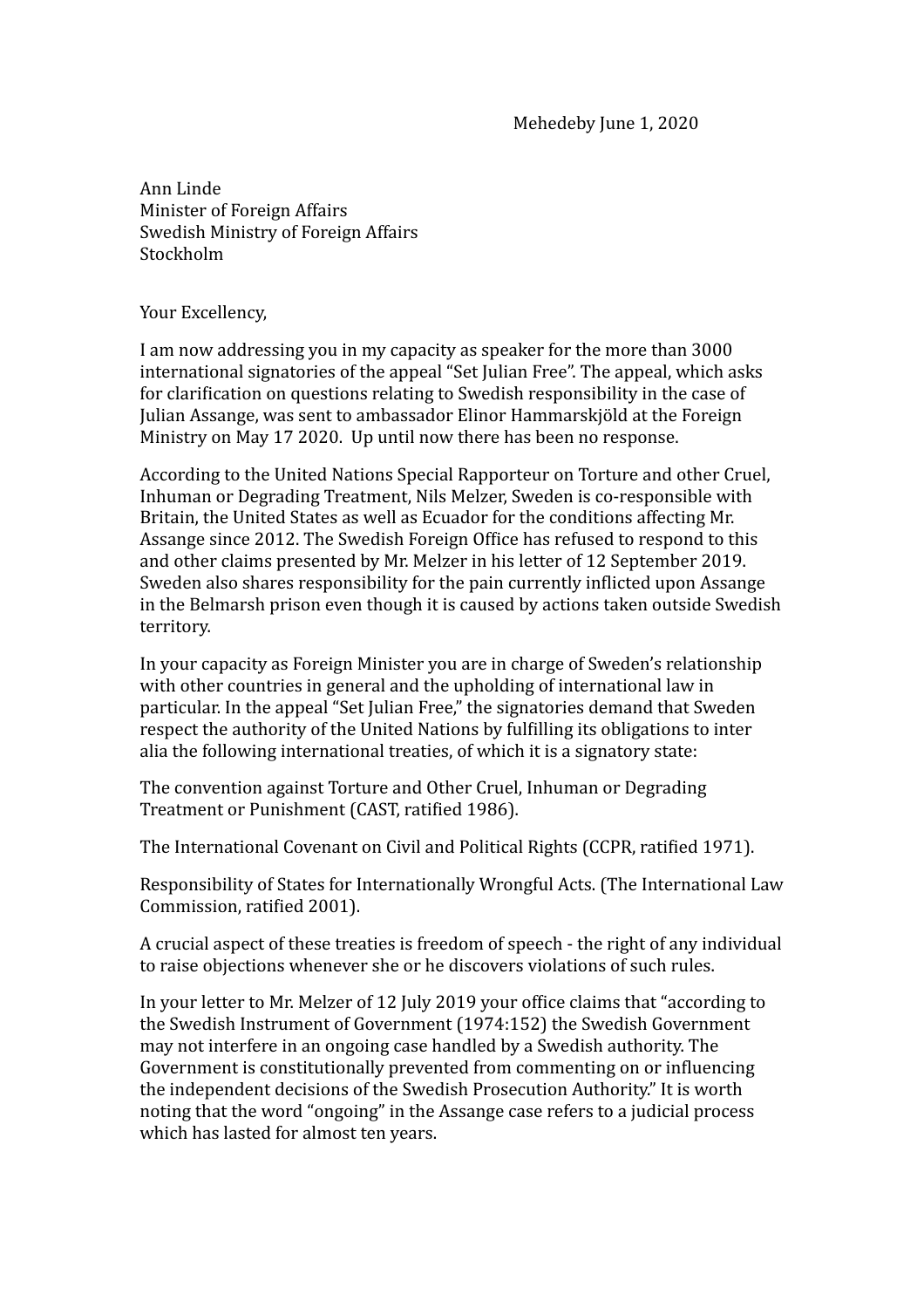Mehedeby June 1, 2020

Ann Linde
Minister of Foreign Affairs
Swedish Ministry of Foreign Affairs
Stockholm

Your Excellency,

I am now addressing you in my capacity as speaker for the more than 3000 international signatories of the appeal "Set Julian Free". The appeal, which asks for clarification on questions relating to Swedish responsibility in the case of Julian Assange, was sent to ambassador Elinor Hammarskjöld at the Foreign Ministry on May 17 2020. Up until now there has been no response.

According to the United Nations Special Rapporteur on Torture and other Cruel, Inhuman or Degrading Treatment, Nils Melzer, Sweden is co-responsible with Britain, the United States as well as Ecuador for the conditions affecting Mr. Assange since 2012. The Swedish Foreign Office has refused to respond to this and other claims presented by Mr. Melzer in his letter of 12 September 2019. Sweden also shares responsibility for the pain currently inflicted upon Assange in the Belmarsh prison even though it is caused by actions taken outside Swedish territory.

In your capacity as Foreign Minister you are in charge of Sweden's relationship with other countries in general and the upholding of international law in particular. In the appeal "Set Julian Free," the signatories demand that Sweden respect the authority of the United Nations by fulfilling its obligations to inter alia the following international treaties, of which it is a signatory state:

The convention against Torture and Other Cruel, Inhuman or Degrading Treatment or Punishment (CAST, ratified 1986).

The International Covenant on Civil and Political Rights (CCPR, ratified 1971).

Responsibility of States for Internationally Wrongful Acts. (The International Law Commission, ratified 2001).

A crucial aspect of these treaties is freedom of speech - the right of any individual to raise objections whenever she or he discovers violations of such rules.

In your letter to Mr. Melzer of 12 July 2019 your office claims that "according to the Swedish Instrument of Government (1974:152) the Swedish Government may not interfere in an ongoing case handled by a Swedish authority. The Government is constitutionally prevented from commenting on or influencing the independent decisions of the Swedish Prosecution Authority." It is worth noting that the word "ongoing" in the Assange case refers to a judicial process which has lasted for almost ten years.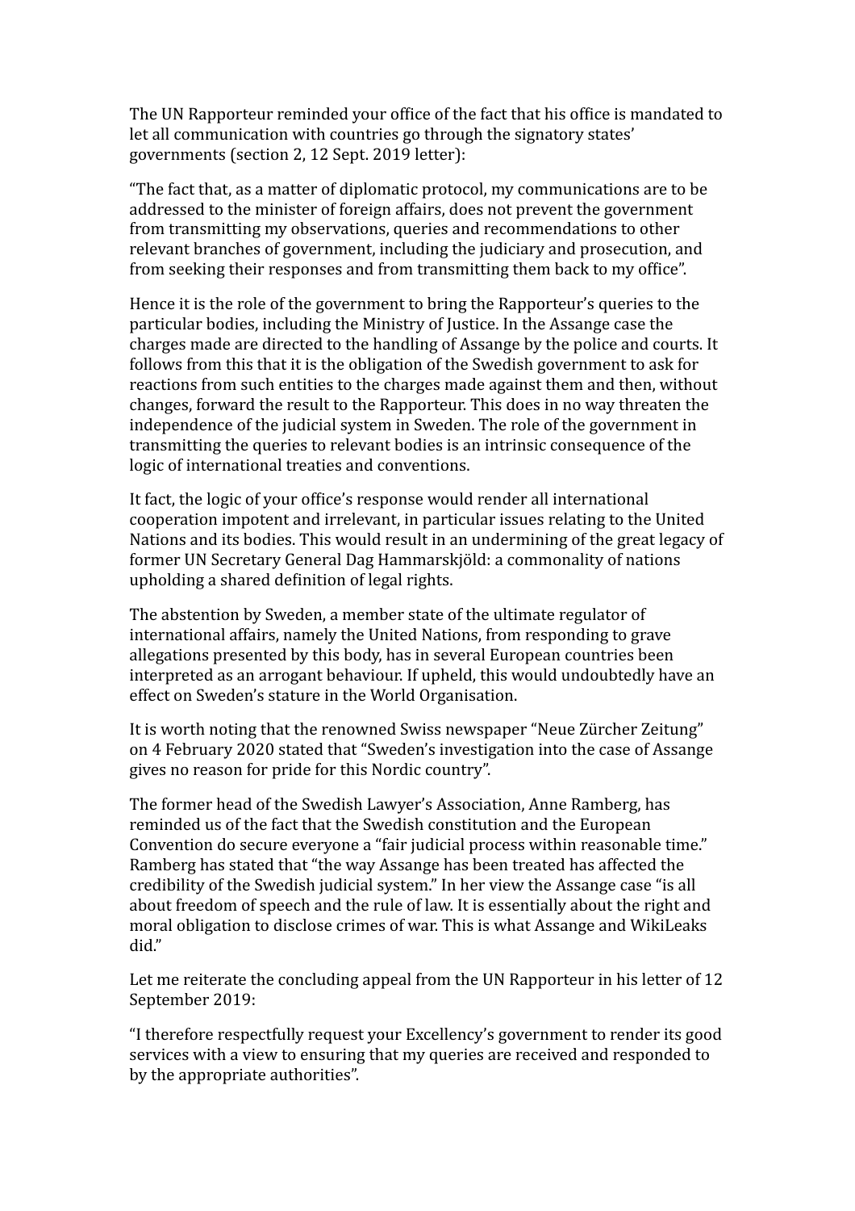The UN Rapporteur reminded your office of the fact that his office is mandated to let all communication with countries go through the signatory states' governments (section 2, 12 Sept. 2019 letter):

"The fact that, as a matter of diplomatic protocol, my communications are to be addressed to the minister of foreign affairs, does not prevent the government from transmitting my observations, queries and recommendations to other relevant branches of government, including the judiciary and prosecution, and from seeking their responses and from transmitting them back to my office".

Hence it is the role of the government to bring the Rapporteur's queries to the particular bodies, including the Ministry of Justice. In the Assange case the charges made are directed to the handling of Assange by the police and courts. It follows from this that it is the obligation of the Swedish government to ask for reactions from such entities to the charges made against them and then, without changes, forward the result to the Rapporteur. This does in no way threaten the independence of the judicial system in Sweden. The role of the government in transmitting the queries to relevant bodies is an intrinsic consequence of the logic of international treaties and conventions.

It fact, the logic of your office's response would render all international cooperation impotent and irrelevant, in particular issues relating to the United Nations and its bodies. This would result in an undermining of the great legacy of former UN Secretary General Dag Hammarskjöld: a commonality of nations upholding a shared definition of legal rights.

The abstention by Sweden, a member state of the ultimate regulator of international affairs, namely the United Nations, from responding to grave allegations presented by this body, has in several European countries been interpreted as an arrogant behaviour. If upheld, this would undoubtedly have an effect on Sweden's stature in the World Organisation.

It is worth noting that the renowned Swiss newspaper "Neue Zürcher Zeitung" on 4 February 2020 stated that "Sweden's investigation into the case of Assange gives no reason for pride for this Nordic country".

The former head of the Swedish Lawyer's Association, Anne Ramberg, has reminded us of the fact that the Swedish constitution and the European Convention do secure everyone a "fair judicial process within reasonable time." Ramberg has stated that "the way Assange has been treated has affected the credibility of the Swedish judicial system." In her view the Assange case "is all about freedom of speech and the rule of law. It is essentially about the right and moral obligation to disclose crimes of war. This is what Assange and WikiLeaks did."

Let me reiterate the concluding appeal from the UN Rapporteur in his letter of 12 September 2019:

"I therefore respectfully request your Excellency's government to render its good services with a view to ensuring that my queries are received and responded to by the appropriate authorities".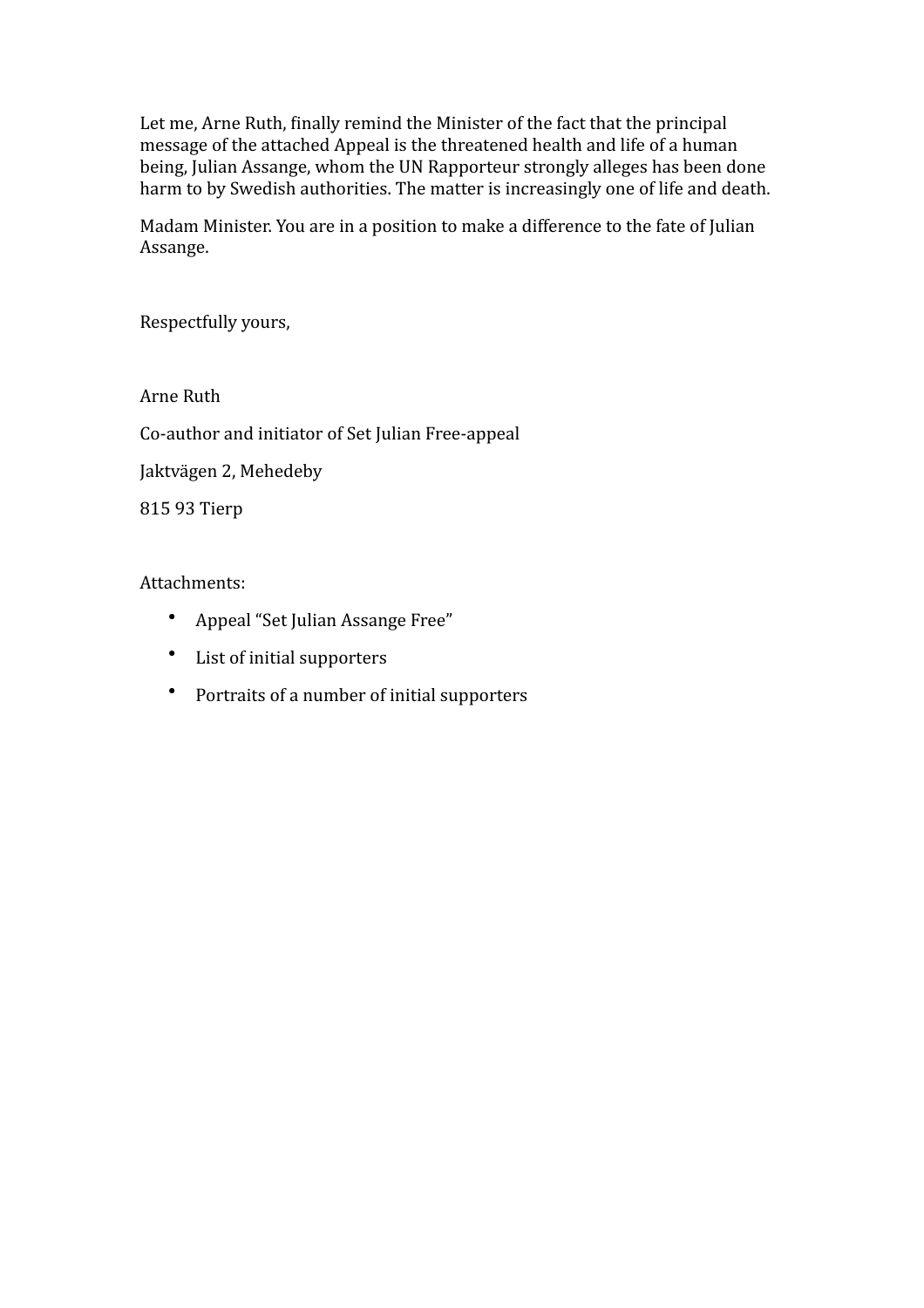Let me, Arne Ruth, finally remind the Minister of the fact that the principal message of the attached Appeal is the threatened health and life of a human being, Julian Assange, whom the UN Rapporteur strongly alleges has been done harm to by Swedish authorities. The matter is increasingly one of life and death.

Madam Minister. You are in a position to make a difference to the fate of Julian Assange.

Respectfully yours,

Arne Ruth

Co-author and initiator of Set Julian Free-appeal

Jaktvägen 2, Mehedeby

815 93 Tierp

Attachments:

- Appeal "Set Julian Assange Free"
- List of initial supporters
- Portraits of a number of initial supporters